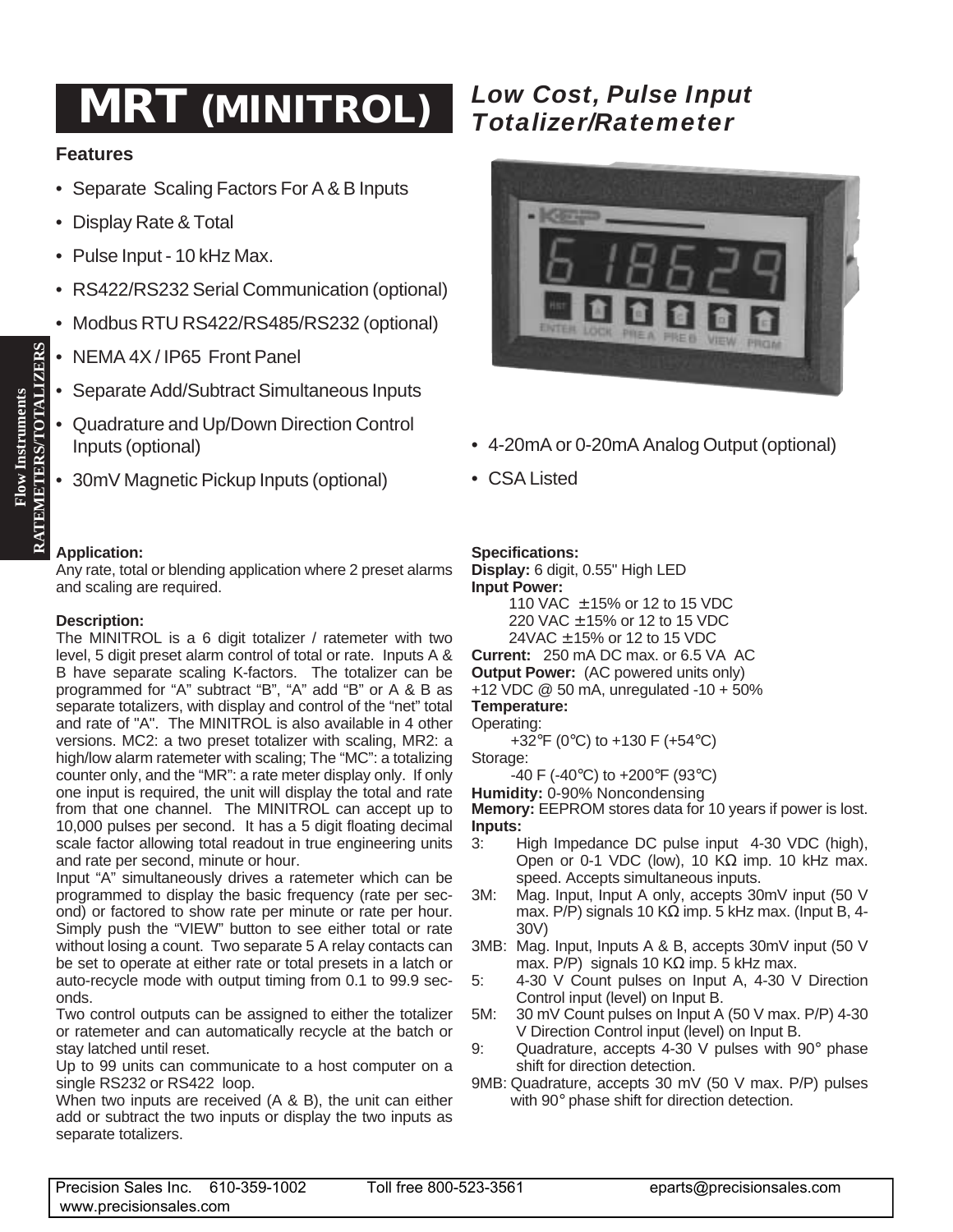# MRT (MINITROL)

*Low Cost, Pulse Input Totalizer/Ratemeter*

### Features

- Separate Scaling Factors For A & B Inputs
- Display Rate & Total
- Pulse Input - 10 kHz Max.
- RS422/RS232 Serial Communication (optional)
- Modbus RTU RS422/RS485/RS232 (optional)
- NEMA 4X / IP65 Front Panel
- Separate Add/Subtract Simultaneous Inputs
- Quadrature and Up/Down Direction Control Inputs (optional)
- 30mV Magnetic Pickup Inputs (optional)
- 4-20mA or 0-20mA Analog Output (optional)
- CSA Listed

**Application:**
Any rate, total or blending application where 2 preset alarms and scaling are required.

**Description:**
The MINITROL is a 6 digit totalizer / ratemeter with two level, 5 digit preset alarm control of total or rate. Inputs A & B have separate scaling K-factors. The totalizer can be programmed for "A" subtract "B", "A" add "B" or A & B as separate totalizers, with display and control of the "net" total and rate of "A". The MINITROL is also available in 4 other versions. MC2: a two preset totalizer with scaling, MR2: a high/low alarm ratemeter with scaling; The "MC": a totalizing counter only, and the "MR": a rate meter display only. If only one input is required, the unit will display the total and rate from that one channel. The MINITROL can accept up to 10,000 pulses per second. It has a 5 digit floating decimal scale factor allowing total readout in true engineering units and rate per second, minute or hour.

Input "A" simultaneously drives a ratemeter which can be programmed to display the basic frequency (rate per second) or factored to show rate per minute or rate per hour. Simply push the "VIEW" button to see either total or rate without losing a count. Two separate 5 A relay contacts can be set to operate at either rate or total presets in a latch or auto-recycle mode with output timing from 0.1 to 99.9 seconds.

Two control outputs can be assigned to either the totalizer or ratemeter and can automatically recycle at the batch or stay latched until reset.

Up to 99 units can communicate to a host computer on a single RS232 or RS422 loop.

When two inputs are received (A & B), the unit can either add or subtract the two inputs or display the two inputs as separate totalizers.

**Specifications:**
**Display:** 6 digit, 0.55" High LED
**Input Power:**
110 VAC ± 15% or 12 to 15 VDC
220 VAC ± 15% or 12 to 15 VDC
24VAC ± 15% or 12 to 15 VDC
**Current:** 250 mA DC max. or 6.5 VA AC
**Output Power:** (AC powered units only)
+12 VDC @ 50 mA, unregulated -10 + 50%
**Temperature:**
Operating:
+32°F (0°C) to +130 F (+54°C)
Storage:
-40 F (-40°C) to +200°F (93°C)
**Humidity:** 0-90% Noncondensing
**Memory:** EEPROM stores data for 10 years if power is lost.
**Inputs:**
- 3: High Impedance DC pulse input 4-30 VDC (high), Open or 0-1 VDC (low), 10 KΩ imp. 10 kHz max. speed. Accepts simultaneous inputs.
- 3M: Mag. Input, Input A only, accepts 30mV input (50 V max. P/P) signals 10 KΩ imp. 5 kHz max. (Input B, 4-30V)
- 3MB: Mag. Input, Inputs A & B, accepts 30mV input (50 V max. P/P) signals 10 KΩ imp. 5 kHz max.
- 5: 4-30 V Count pulses on Input A, 4-30 V Direction Control input (level) on Input B.
- 5M: 30 mV Count pulses on Input A (50 V max. P/P) 4-30 V Direction Control input (level) on Input B.
- 9: Quadrature, accepts 4-30 V pulses with 90° phase shift for direction detection.
- 9MB: Quadrature, accepts 30 mV (50 V max. P/P) pulses with 90° phase shift for direction detection.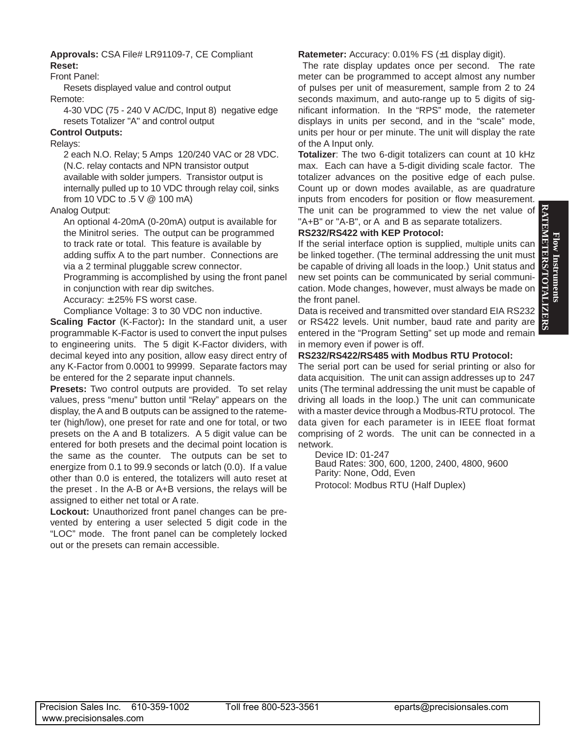**Approvals:** CSA File# LR91109-7, CE Compliant

**Reset:**

Front Panel:

Resets displayed value and control output

Remote:

4-30 VDC (75 - 240 V AC/DC, Input 8) negative edge resets Totalizer "A" and control output

**Control Outputs:**

Relays:

2 each N.O. Relay; 5 Amps 120/240 VAC or 28 VDC. (N.C. relay contacts and NPN transistor output available with solder jumpers. Transistor output is internally pulled up to 10 VDC through relay coil, sinks from 10 VDC to .5 V @ 100 mA)

Analog Output:

An optional 4-20mA (0-20mA) output is available for the Minitrol series. The output can be programmed to track rate or total. This feature is available by adding suffix A to the part number. Connections are via a 2 terminal pluggable screw connector.

Programming is accomplished by using the front panel in conjunction with rear dip switches.

Accuracy: ± 25% FS worst case.

Compliance Voltage: 3 to 30 VDC non inductive.

**Scaling Factor** (K-Factor)**:** In the standard unit, a user programmable K-Factor is used to convert the input pulses to engineering units. The 5 digit K-Factor dividers, with decimal keyed into any position, allow easy direct entry of any K-Factor from 0.0001 to 99999. Separate factors may be entered for the 2 separate input channels.

**Presets:** Two control outputs are provided. To set relay values, press "menu" button until "Relay" appears on the display, the A and B outputs can be assigned to the ratemeter (high/low), one preset for rate and one for total, or two presets on the A and B totalizers. A 5 digit value can be entered for both presets and the decimal point location is the same as the counter. The outputs can be set to energize from 0.1 to 99.9 seconds or latch (0.0). If a value other than 0.0 is entered, the totalizers will auto reset at the preset . In the A-B or A+B versions, the relays will be assigned to either net total or A rate.

**Lockout:** Unauthorized front panel changes can be prevented by entering a user selected 5 digit code in the "LOC" mode. The front panel can be completely locked out or the presets can remain accessible.

**Ratemeter:** Accuracy: 0.01% FS (±1 display digit).

The rate display updates once per second. The rate meter can be programmed to accept almost any number of pulses per unit of measurement, sample from 2 to 24 seconds maximum, and auto-range up to 5 digits of significant information. In the "RPS" mode, the ratemeter displays in units per second, and in the "scale" mode, units per hour or per minute. The unit will display the rate of the A Input only.

**Totalizer**: The two 6-digit totalizers can count at 10 kHz max. Each can have a 5-digit dividing scale factor. The totalizer advances on the positive edge of each pulse. Count up or down modes available, as are quadrature inputs from encoders for position or flow measurement. The unit can be programmed to view the net value of "A+B" or "A-B", or A and B as separate totalizers.

**RS232/RS422 with KEP Protocol:**

If the serial interface option is supplied, multiple units can be linked together. (The terminal addressing the unit must be capable of driving all loads in the loop.) Unit status and new set points can be communicated by serial communication. Mode changes, however, must always be made on the front panel.

Data is received and transmitted over standard EIA RS232 or RS422 levels. Unit number, baud rate and parity are entered in the "Program Setting" set up mode and remain in memory even if power is off.

**RS232/RS422/RS485 with Modbus RTU Protocol:**

The serial port can be used for serial printing or also for data acquisition. The unit can assign addresses up to 247 units (The terminal addressing the unit must be capable of driving all loads in the loop.) The unit can communicate with a master device through a Modbus-RTU protocol. The data given for each parameter is in IEEE float format comprising of 2 words. The unit can be connected in a network.

Device ID: 01-247
Baud Rates: 300, 600, 1200, 2400, 4800, 9600
Parity: None, Odd, Even
Protocol: Modbus RTU (Half Duplex)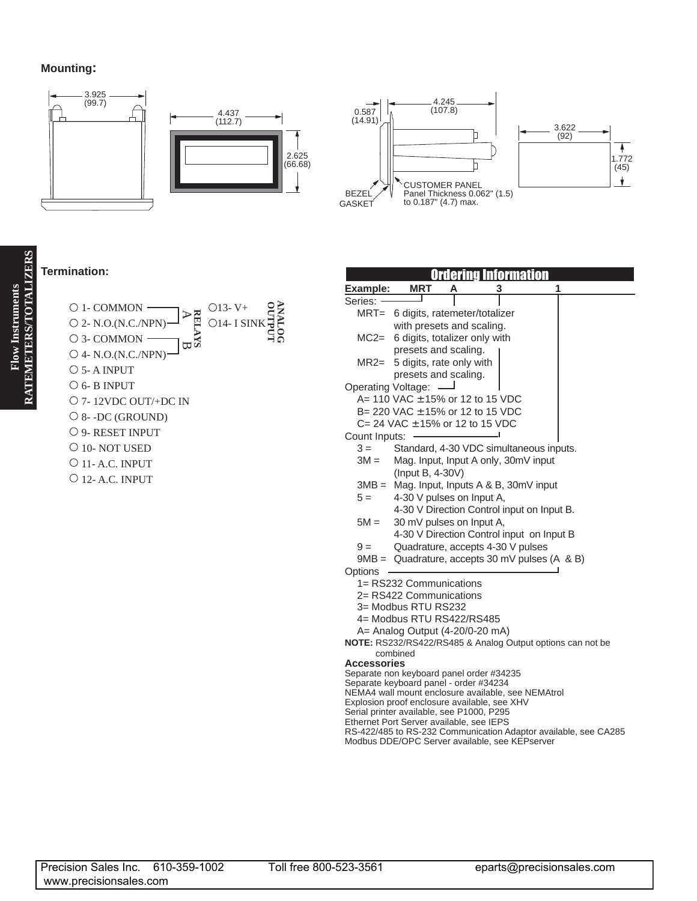## Mounting:

3.925
(99.7)

4.437
(112.7)

2.625
(66.68)

0.587
(14.91)

4.245
(107.8)

3.622
(92)

1.772
(45)

BEZEL

GASKET

CUSTOMER PANEL
Panel Thickness 0.062" (1.5)
to 0.187" (4.7) max.

## Termination:

- 1- COMMON
- 2- N.O.(N.C./NPN)
- 3- COMMON
- 4- N.O.(N.C./NPN)
- 5- A INPUT
- 6- B INPUT
- 7- 12VDC OUT/+DC IN
- 8- -DC (GROUND)
- 9- RESET INPUT
- 10- NOT USED
- 11- A.C. INPUT
- 12- A.C. INPUT

RELAYS A (1-2), RELAYS B (3-4)

- 13- V+
- 14- I SINK

ANALOG OUTPUT (13-14)

## Ordering Information

**Example:** **MRT A 3 1**

Series:
- MRT= 6 digits, ratemeter/totalizer with presets and scaling.
- MC2= 6 digits, totalizer only with presets and scaling.
- MR2= 5 digits, rate only with presets and scaling.

Operating Voltage:
- A= 110 VAC ±15% or 12 to 15 VDC
- B= 220 VAC ±15% or 12 to 15 VDC
- C= 24 VAC ±15% or 12 to 15 VDC

Count Inputs:
- 3 = Standard, 4-30 VDC simultaneous inputs.
- 3M = Mag. Input, Input A only, 30mV input (Input B, 4-30V)
- 3MB = Mag. Input, Inputs A & B, 30mV input
- 5 = 4-30 V pulses on Input A, 4-30 V Direction Control input on Input B.
- 5M = 30 mV pulses on Input A, 4-30 V Direction Control input on Input B
- 9 = Quadrature, accepts 4-30 V pulses
- 9MB = Quadrature, accepts 30 mV pulses (A & B)

Options
- 1= RS232 Communications
- 2= RS422 Communications
- 3= Modbus RTU RS232
- 4= Modbus RTU RS422/RS485
- A= Analog Output (4-20/0-20 mA)

**NOTE:** RS232/RS422/RS485 & Analog Output options can not be combined

**Accessories**

Separate non keyboard panel order #34235
Separate keyboard panel - order #34234
NEMA4 wall mount enclosure available, see NEMAtrol
Explosion proof enclosure available, see XHV
Serial printer available, see P1000, P295
Ethernet Port Server available, see IEPS
RS-422/485 to RS-232 Communication Adaptor available, see CA285
Modbus DDE/OPC Server available, see KEPserver